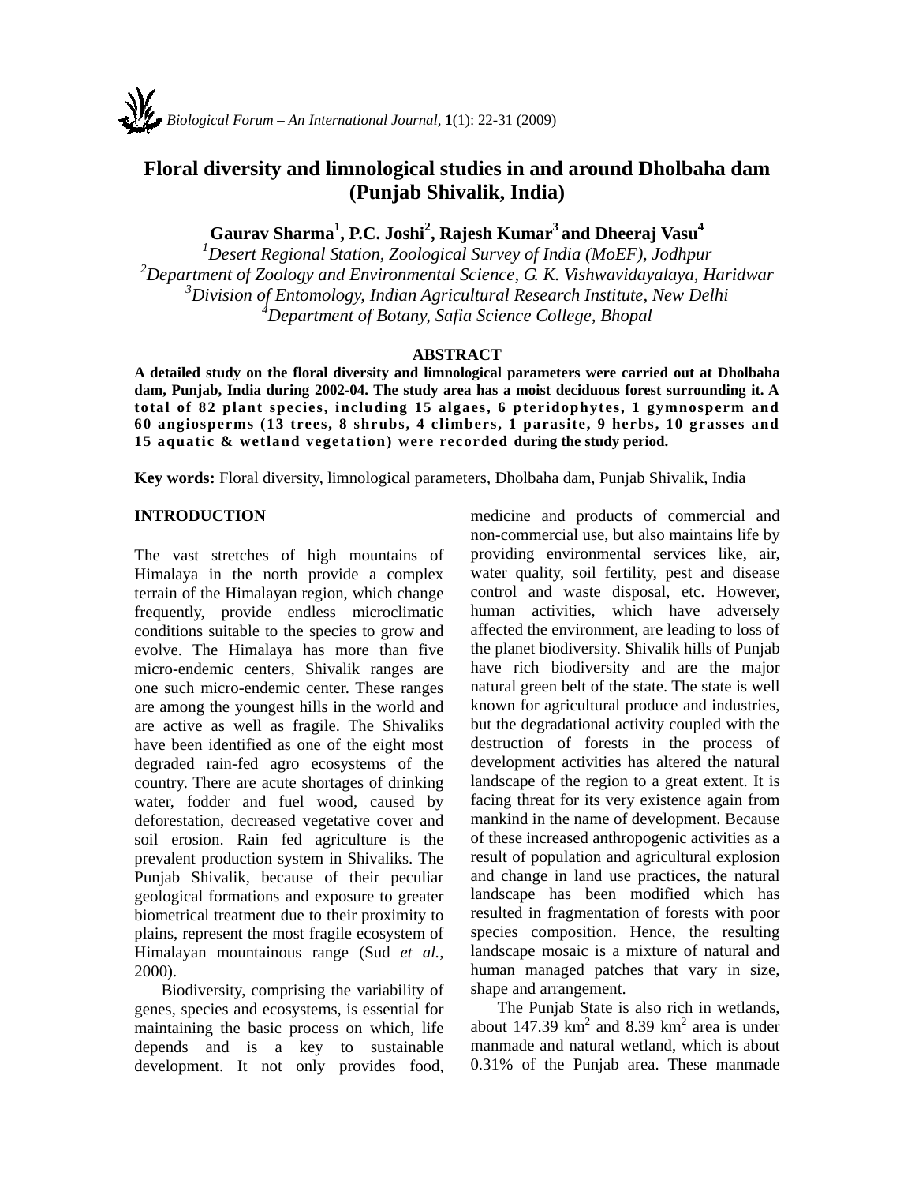# Floral diversity and limnological studies in and around Dholbaha dam (Punjab Shivalik, India)

**Gaurav Sharma[1], P.C. Joshi[2], Rajesh Kumar[3] and Dheeraj Vasu[4]**

[1]*Desert Regional Station, Zoological Survey of India (MoEF), Jodhpur*
[2]*Department of Zoology and Environmental Science, G. K. Vishwavidayalaya, Haridwar*
[3]*Division of Entomology, Indian Agricultural Research Institute, New Delhi*
[4]*Department of Botany, Safia Science College, Bhopal*

## ABSTRACT

**A detailed study on the floral diversity and limnological parameters were carried out at Dholbaha dam, Punjab, India during 2002-04. The study area has a moist deciduous forest surrounding it. A total of 82 plant species, including 15 algaes, 6 pteridophytes, 1 gymnosperm and 60 angiosperms (13 trees, 8 shrubs, 4 climbers, 1 parasite, 9 herbs, 10 grasses and 15 aquatic & wetland vegetation) were recorded during the study period.**

**Key words:** Floral diversity, limnological parameters, Dholbaha dam, Punjab Shivalik, India

## INTRODUCTION

The vast stretches of high mountains of Himalaya in the north provide a complex terrain of the Himalayan region, which change frequently, provide endless microclimatic conditions suitable to the species to grow and evolve. The Himalaya has more than five micro-endemic centers, Shivalik ranges are one such micro-endemic center. These ranges are among the youngest hills in the world and are active as well as fragile. The Shivaliks have been identified as one of the eight most degraded rain-fed agro ecosystems of the country. There are acute shortages of drinking water, fodder and fuel wood, caused by deforestation, decreased vegetative cover and soil erosion. Rain fed agriculture is the prevalent production system in Shivaliks. The Punjab Shivalik, because of their peculiar geological formations and exposure to greater biometrical treatment due to their proximity to plains, represent the most fragile ecosystem of Himalayan mountainous range (Sud *et al.*, 2000).

Biodiversity, comprising the variability of genes, species and ecosystems, is essential for maintaining the basic process on which, life depends and is a key to sustainable development. It not only provides food, medicine and products of commercial and non-commercial use, but also maintains life by providing environmental services like, air, water quality, soil fertility, pest and disease control and waste disposal, etc. However, human activities, which have adversely affected the environment, are leading to loss of the planet biodiversity. Shivalik hills of Punjab have rich biodiversity and are the major natural green belt of the state. The state is well known for agricultural produce and industries, but the degradational activity coupled with the destruction of forests in the process of development activities has altered the natural landscape of the region to a great extent. It is facing threat for its very existence again from mankind in the name of development. Because of these increased anthropogenic activities as a result of population and agricultural explosion and change in land use practices, the natural landscape has been modified which has resulted in fragmentation of forests with poor species composition. Hence, the resulting landscape mosaic is a mixture of natural and human managed patches that vary in size, shape and arrangement.

The Punjab State is also rich in wetlands, about 147.39 $km^2$ and 8.39 $km^2$ area is under manmade and natural wetland, which is about 0.31% of the Punjab area. These manmade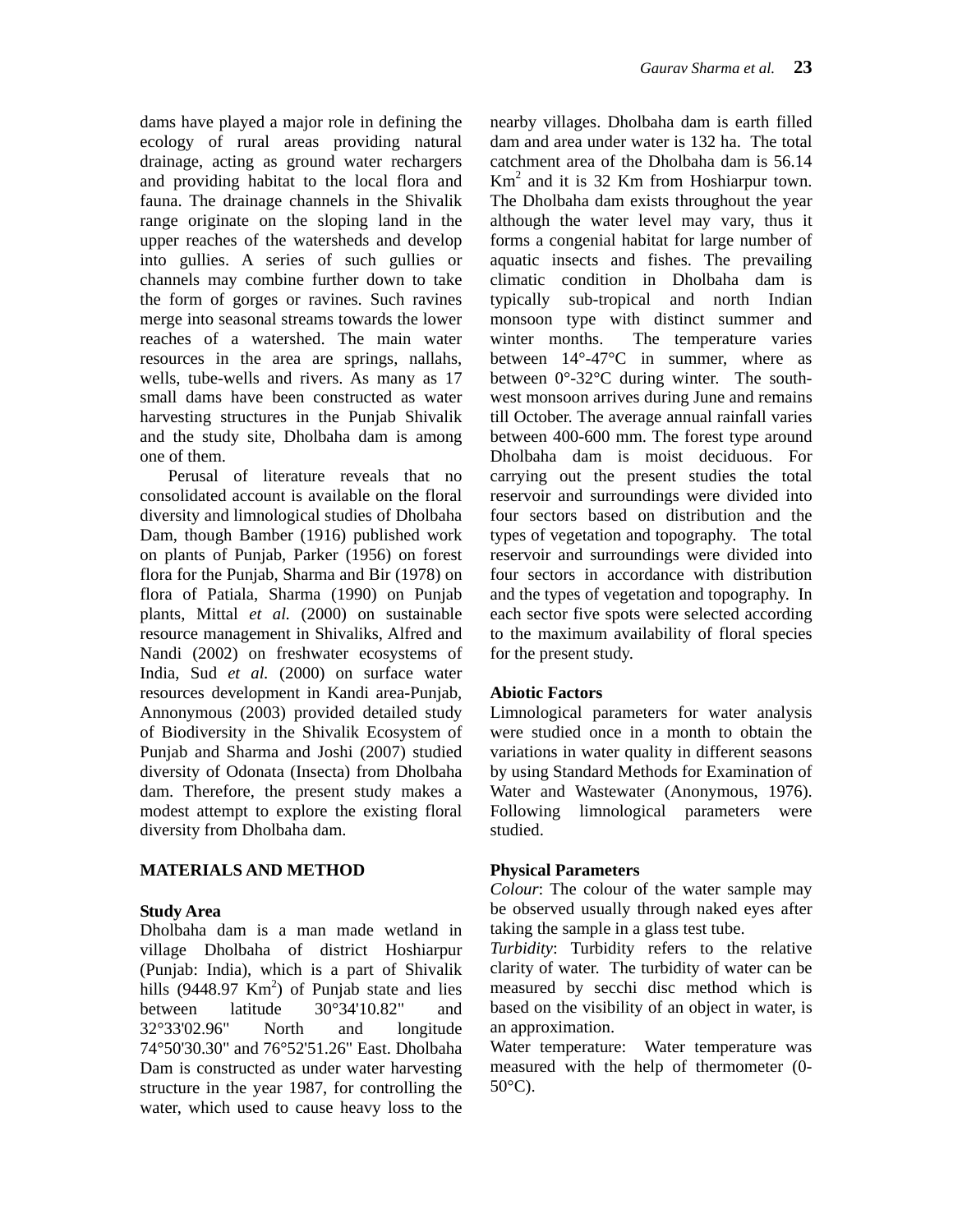dams have played a major role in defining the ecology of rural areas providing natural drainage, acting as ground water rechargers and providing habitat to the local flora and fauna. The drainage channels in the Shivalik range originate on the sloping land in the upper reaches of the watersheds and develop into gullies. A series of such gullies or channels may combine further down to take the form of gorges or ravines. Such ravines merge into seasonal streams towards the lower reaches of a watershed. The main water resources in the area are springs, nallahs, wells, tube-wells and rivers. As many as 17 small dams have been constructed as water harvesting structures in the Punjab Shivalik and the study site, Dholbaha dam is among one of them.

Perusal of literature reveals that no consolidated account is available on the floral diversity and limnological studies of Dholbaha Dam, though Bamber (1916) published work on plants of Punjab, Parker (1956) on forest flora for the Punjab, Sharma and Bir (1978) on flora of Patiala, Sharma (1990) on Punjab plants, Mittal *et al.* (2000) on sustainable resource management in Shivaliks, Alfred and Nandi (2002) on freshwater ecosystems of India, Sud *et al.* (2000) on surface water resources development in Kandi area-Punjab, Annonymous (2003) provided detailed study of Biodiversity in the Shivalik Ecosystem of Punjab and Sharma and Joshi (2007) studied diversity of Odonata (Insecta) from Dholbaha dam. Therefore, the present study makes a modest attempt to explore the existing floral diversity from Dholbaha dam.

## MATERIALS AND METHOD

### Study Area

Dholbaha dam is a man made wetland in village Dholbaha of district Hoshiarpur (Punjab: India), which is a part of Shivalik hills (9448.97 $Km^2$) of Punjab state and lies between latitude 30°34'10.82" and 32°33'02.96" North and longitude 74°50'30.30" and 76°52'51.26" East. Dholbaha Dam is constructed as under water harvesting structure in the year 1987, for controlling the water, which used to cause heavy loss to the nearby villages. Dholbaha dam is earth filled dam and area under water is 132 ha. The total catchment area of the Dholbaha dam is 56.14 $Km^2$ and it is 32 Km from Hoshiarpur town. The Dholbaha dam exists throughout the year although the water level may vary, thus it forms a congenial habitat for large number of aquatic insects and fishes. The prevailing climatic condition in Dholbaha dam is typically sub-tropical and north Indian monsoon type with distinct summer and winter months. The temperature varies between 14°-47°C in summer, where as between 0°-32°C during winter. The south-west monsoon arrives during June and remains till October. The average annual rainfall varies between 400-600 mm. The forest type around Dholbaha dam is moist deciduous. For carrying out the present studies the total reservoir and surroundings were divided into four sectors based on distribution and the types of vegetation and topography. The total reservoir and surroundings were divided into four sectors in accordance with distribution and the types of vegetation and topography. In each sector five spots were selected according to the maximum availability of floral species for the present study.

### Abiotic Factors

Limnological parameters for water analysis were studied once in a month to obtain the variations in water quality in different seasons by using Standard Methods for Examination of Water and Wastewater (Anonymous, 1976). Following limnological parameters were studied.

### Physical Parameters

*Colour*: The colour of the water sample may be observed usually through naked eyes after taking the sample in a glass test tube.

*Turbidity*: Turbidity refers to the relative clarity of water. The turbidity of water can be measured by secchi disc method which is based on the visibility of an object in water, is an approximation.

Water temperature: Water temperature was measured with the help of thermometer (0-50°C).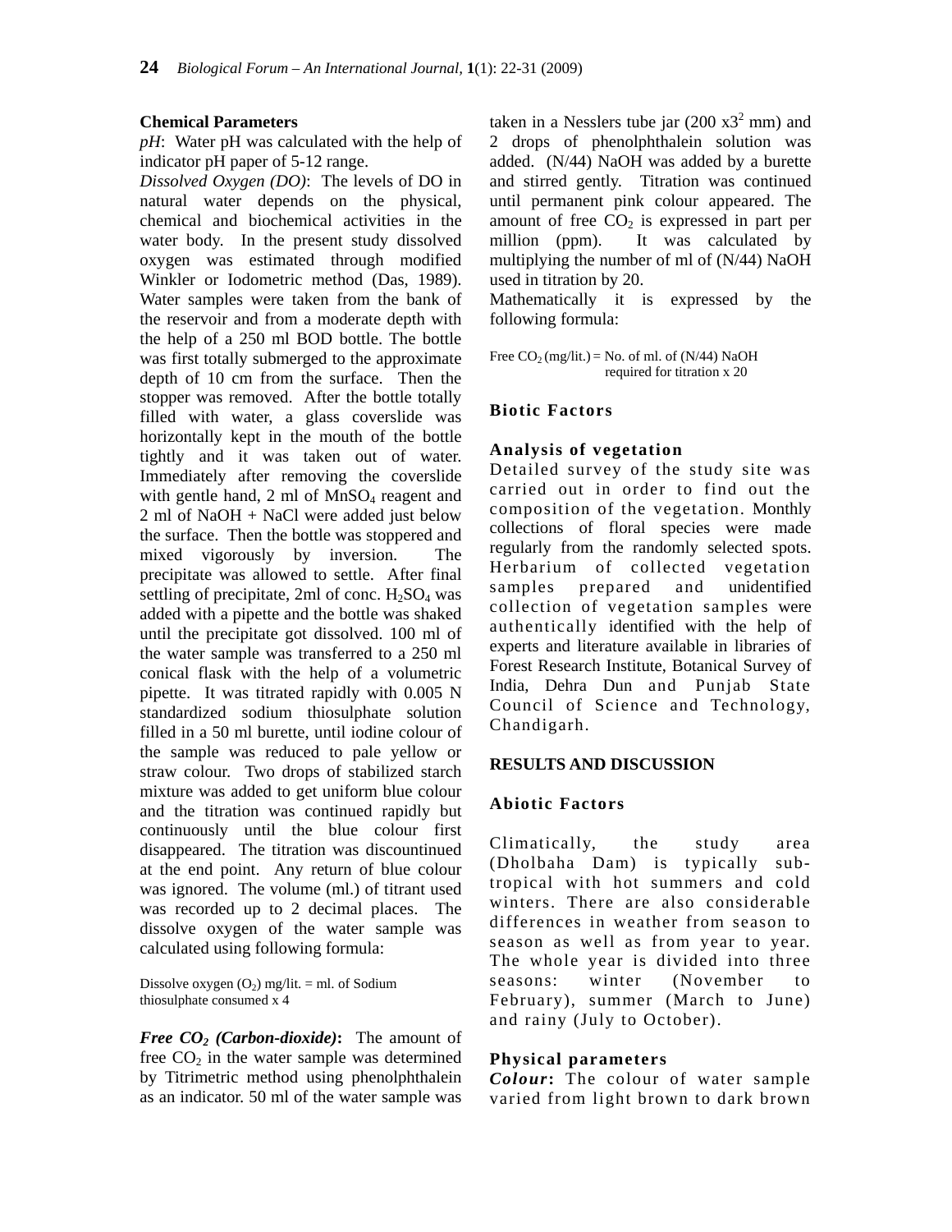### Chemical Parameters

*pH*: Water pH was calculated with the help of indicator pH paper of 5-12 range.

*Dissolved Oxygen (DO)*: The levels of DO in natural water depends on the physical, chemical and biochemical activities in the water body. In the present study dissolved oxygen was estimated through modified Winkler or Iodometric method (Das, 1989). Water samples were taken from the bank of the reservoir and from a moderate depth with the help of a 250 ml BOD bottle. The bottle was first totally submerged to the approximate depth of 10 cm from the surface. Then the stopper was removed. After the bottle totally filled with water, a glass coverslide was horizontally kept in the mouth of the bottle tightly and it was taken out of water. Immediately after removing the coverslide with gentle hand, 2 ml of $MnSO_4$ reagent and 2 ml of NaOH + NaCl were added just below the surface. Then the bottle was stoppered and mixed vigorously by inversion. The precipitate was allowed to settle. After final settling of precipitate, 2ml of conc. $H_2SO_4$ was added with a pipette and the bottle was shaked until the precipitate got dissolved. 100 ml of the water sample was transferred to a 250 ml conical flask with the help of a volumetric pipette. It was titrated rapidly with 0.005 N standardized sodium thiosulphate solution filled in a 50 ml burette, until iodine colour of the sample was reduced to pale yellow or straw colour. Two drops of stabilized starch mixture was added to get uniform blue colour and the titration was continued rapidly but continuously until the blue colour first disappeared. The titration was discountinued at the end point. Any return of blue colour was ignored. The volume (ml.) of titrant used was recorded up to 2 decimal places. The dissolve oxygen of the water sample was calculated using following formula:

Dissolve oxygen ($O_2$) mg/lit. = ml. of Sodium thiosulphate consumed x 4

***Free $CO_2$ (Carbon-dioxide)*:** The amount of free $CO_2$ in the water sample was determined by Titrimetric method using phenolphthalein as an indicator. 50 ml of the water sample was taken in a Nesslers tube jar (200 x$3^2$ mm) and 2 drops of phenolphthalein solution was added. (N/44) NaOH was added by a burette and stirred gently. Titration was continued until permanent pink colour appeared. The amount of free $CO_2$ is expressed in part per million (ppm). It was calculated by multiplying the number of ml of (N/44) NaOH used in titration by 20.

Mathematically it is expressed by the following formula:

Free $CO_2$ (mg/lit.) = No. of ml. of (N/44) NaOH required for titration x 20

### Biotic Factors

### Analysis of vegetation

Detailed survey of the study site was carried out in order to find out the composition of the vegetation. Monthly collections of floral species were made regularly from the randomly selected spots. Herbarium of collected vegetation samples prepared and unidentified collection of vegetation samples were authentically identified with the help of experts and literature available in libraries of Forest Research Institute, Botanical Survey of India, Dehra Dun and Punjab State Council of Science and Technology, Chandigarh.

## RESULTS AND DISCUSSION

### Abiotic Factors

Climatically, the study area (Dholbaha Dam) is typically sub-tropical with hot summers and cold winters. There are also considerable differences in weather from season to season as well as from year to year. The whole year is divided into three seasons: winter (November to February), summer (March to June) and rainy (July to October).

### Physical parameters

***Colour*:** The colour of water sample varied from light brown to dark brown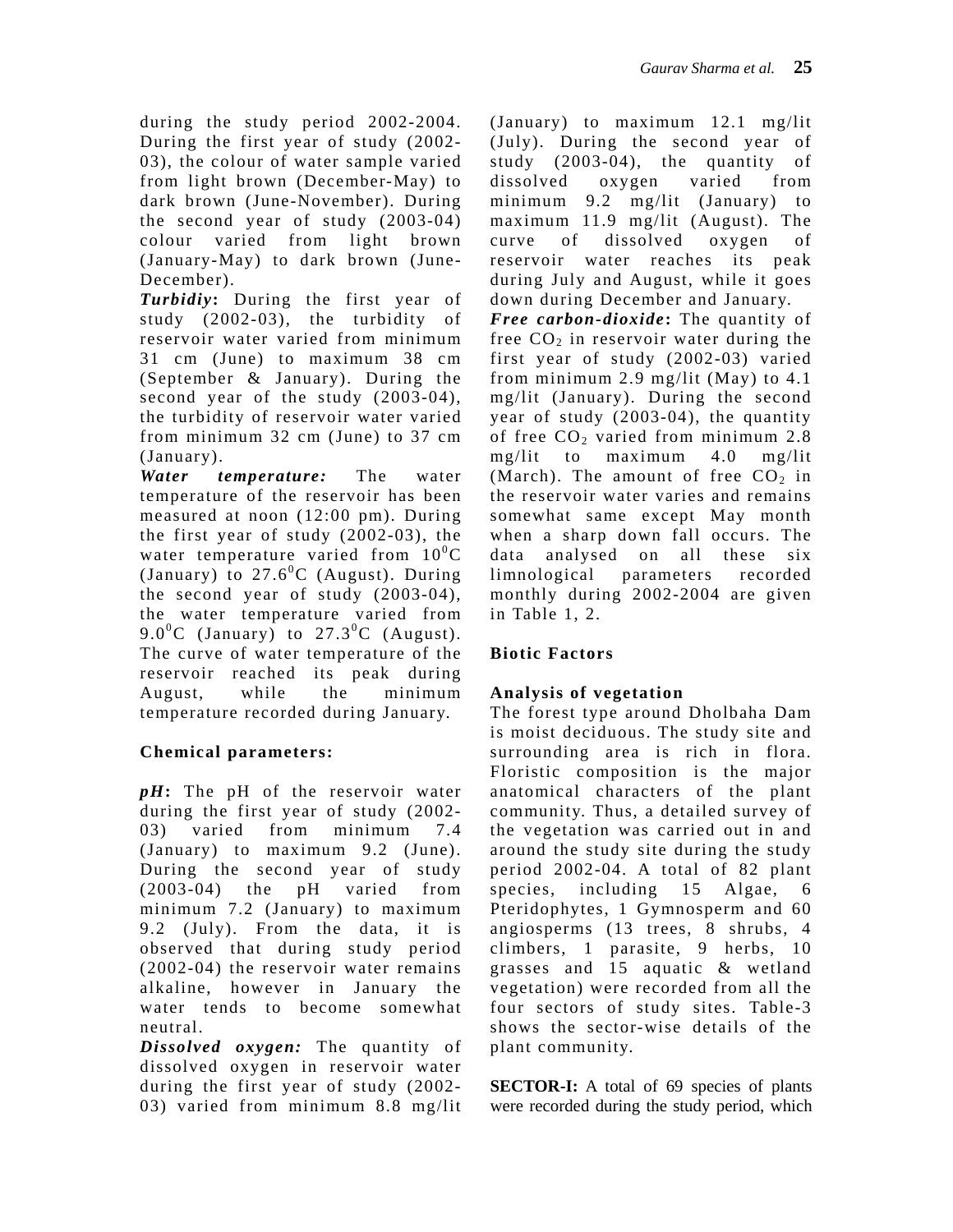during the study period 2002-2004. During the first year of study (2002-03), the colour of water sample varied from light brown (December-May) to dark brown (June-November). During the second year of study (2003-04) colour varied from light brown (January-May) to dark brown (June-December).

***Turbidiy*:** During the first year of study (2002-03), the turbidity of reservoir water varied from minimum 31 cm (June) to maximum 38 cm (September & January). During the second year of the study (2003-04), the turbidity of reservoir water varied from minimum 32 cm (June) to 37 cm (January).

***Water temperature:*** The water temperature of the reservoir has been measured at noon (12:00 pm). During the first year of study (2002-03), the water temperature varied from $10^0$C (January) to $27.6^0$C (August). During the second year of study (2003-04), the water temperature varied from $9.0^0$C (January) to $27.3^0$C (August). The curve of water temperature of the reservoir reached its peak during August, while the minimum temperature recorded during January.

### Chemical parameters:

***pH*:** The pH of the reservoir water during the first year of study (2002-03) varied from minimum 7.4 (January) to maximum 9.2 (June). During the second year of study (2003-04) the pH varied from minimum 7.2 (January) to maximum 9.2 (July). From the data, it is observed that during study period (2002-04) the reservoir water remains alkaline, however in January the water tends to become somewhat neutral.

***Dissolved oxygen:*** The quantity of dissolved oxygen in reservoir water during the first year of study (2002-03) varied from minimum 8.8 mg/lit (January) to maximum 12.1 mg/lit (July). During the second year of study (2003-04), the quantity of dissolved oxygen varied from minimum 9.2 mg/lit (January) to maximum 11.9 mg/lit (August). The curve of dissolved oxygen of reservoir water reaches its peak during July and August, while it goes down during December and January.

***Free carbon-dioxide*:** The quantity of free $CO_2$ in reservoir water during the first year of study (2002-03) varied from minimum 2.9 mg/lit (May) to 4.1 mg/lit (January). During the second year of study (2003-04), the quantity of free $CO_2$ varied from minimum 2.8 mg/lit to maximum 4.0 mg/lit (March). The amount of free $CO_2$ in the reservoir water varies and remains somewhat same except May month when a sharp down fall occurs. The data analysed on all these six limnological parameters recorded monthly during 2002-2004 are given in Table 1, 2.

## Biotic Factors

### Analysis of vegetation

The forest type around Dholbaha Dam is moist deciduous. The study site and surrounding area is rich in flora. Floristic composition is the major anatomical characters of the plant community. Thus, a detailed survey of the vegetation was carried out in and around the study site during the study period 2002-04. A total of 82 plant species, including 15 Algae, 6 Pteridophytes, 1 Gymnosperm and 60 angiosperms (13 trees, 8 shrubs, 4 climbers, 1 parasite, 9 herbs, 10 grasses and 15 aquatic & wetland vegetation) were recorded from all the four sectors of study sites. Table-3 shows the sector-wise details of the plant community.

**SECTOR-I:** A total of 69 species of plants were recorded during the study period, which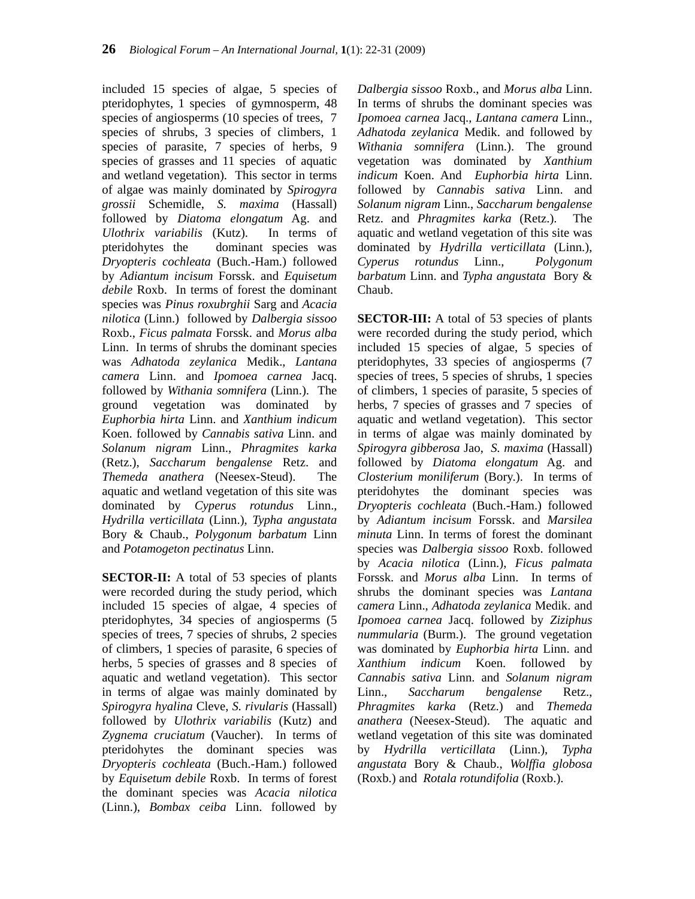included 15 species of algae, 5 species of pteridophytes, 1 species of gymnosperm, 48 species of angiosperms (10 species of trees, 7 species of shrubs, 3 species of climbers, 1 species of parasite, 7 species of herbs, 9 species of grasses and 11 species of aquatic and wetland vegetation). This sector in terms of algae was mainly dominated by *Spirogyra grossii* Schemidle, *S. maxima* (Hassall) followed by *Diatoma elongatum* Ag. and *Ulothrix variabilis* (Kutz). In terms of pteridohytes the dominant species was *Dryopteris cochleata* (Buch.-Ham.) followed by *Adiantum incisum* Forssk. and *Equisetum debile* Roxb. In terms of forest the dominant species was *Pinus roxubrghii* Sarg and *Acacia nilotica* (Linn.) followed by *Dalbergia sissoo* Roxb., *Ficus palmata* Forssk. and *Morus alba* Linn. In terms of shrubs the dominant species was *Adhatoda zeylanica* Medik., *Lantana camera* Linn. and *Ipomoea carnea* Jacq. followed by *Withania somnifera* (Linn.). The ground vegetation was dominated by *Euphorbia hirta* Linn. and *Xanthium indicum* Koen. followed by *Cannabis sativa* Linn. and *Solanum nigram* Linn., *Phragmites karka* (Retz.), *Saccharum bengalense* Retz. and *Themeda anathera* (Neesex-Steud). The aquatic and wetland vegetation of this site was dominated by *Cyperus rotundus* Linn., *Hydrilla verticillata* (Linn.), *Typha angustata* Bory & Chaub., *Polygonum barbatum* Linn and *Potamogeton pectinatus* Linn.

**SECTOR-II:** A total of 53 species of plants were recorded during the study period, which included 15 species of algae, 4 species of pteridophytes, 34 species of angiosperms (5 species of trees, 7 species of shrubs, 2 species of climbers, 1 species of parasite, 6 species of herbs, 5 species of grasses and 8 species of aquatic and wetland vegetation). This sector in terms of algae was mainly dominated by *Spirogyra hyalina* Cleve, *S. rivularis* (Hassall) followed by *Ulothrix variabilis* (Kutz) and *Zygnema cruciatum* (Vaucher). In terms of pteridohytes the dominant species was *Dryopteris cochleata* (Buch.-Ham.) followed by *Equisetum debile* Roxb. In terms of forest the dominant species was *Acacia nilotica* (Linn.), *Bombax ceiba* Linn. followed by *Dalbergia sissoo* Roxb., and *Morus alba* Linn. In terms of shrubs the dominant species was *Ipomoea carnea* Jacq., *Lantana camera* Linn., *Adhatoda zeylanica* Medik. and followed by *Withania somnifera* (Linn.). The ground vegetation was dominated by *Xanthium indicum* Koen. And *Euphorbia hirta* Linn. followed by *Cannabis sativa* Linn. and *Solanum nigram* Linn., *Saccharum bengalense* Retz. and *Phragmites karka* (Retz.). The aquatic and wetland vegetation of this site was dominated by *Hydrilla verticillata* (Linn.), *Cyperus rotundus* Linn., *Polygonum barbatum* Linn. and *Typha angustata* Bory & Chaub.

**SECTOR-III:** A total of 53 species of plants were recorded during the study period, which included 15 species of algae, 5 species of pteridophytes, 33 species of angiosperms (7 species of trees, 5 species of shrubs, 1 species of climbers, 1 species of parasite, 5 species of herbs, 7 species of grasses and 7 species of aquatic and wetland vegetation). This sector in terms of algae was mainly dominated by *Spirogyra gibberosa* Jao, *S. maxima* (Hassall) followed by *Diatoma elongatum* Ag. and *Closterium moniliferum* (Bory.). In terms of pteridohytes the dominant species was *Dryopteris cochleata* (Buch.-Ham.) followed by *Adiantum incisum* Forssk. and *Marsilea minuta* Linn. In terms of forest the dominant species was *Dalbergia sissoo* Roxb. followed by *Acacia nilotica* (Linn.), *Ficus palmata* Forssk. and *Morus alba* Linn. In terms of shrubs the dominant species was *Lantana camera* Linn., *Adhatoda zeylanica* Medik. and *Ipomoea carnea* Jacq. followed by *Ziziphus nummularia* (Burm.). The ground vegetation was dominated by *Euphorbia hirta* Linn. and *Xanthium indicum* Koen. followed by *Cannabis sativa* Linn. and *Solanum nigram* Linn., *Saccharum bengalense* Retz., *Phragmites karka* (Retz.) and *Themeda anathera* (Neesex-Steud). The aquatic and wetland vegetation of this site was dominated by *Hydrilla verticillata* (Linn.), *Typha angustata* Bory & Chaub., *Wolffia globosa* (Roxb.) and *Rotala rotundifolia* (Roxb.).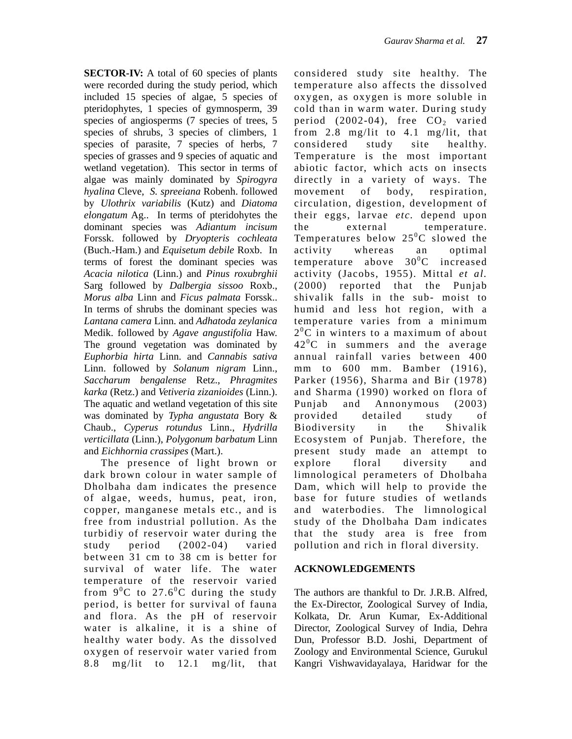**SECTOR-IV:** A total of 60 species of plants were recorded during the study period, which included 15 species of algae, 5 species of pteridophytes, 1 species of gymnosperm, 39 species of angiosperms (7 species of trees, 5 species of shrubs, 3 species of climbers, 1 species of parasite, 7 species of herbs, 7 species of grasses and 9 species of aquatic and wetland vegetation). This sector in terms of algae was mainly dominated by *Spirogyra hyalina* Cleve, *S. spreeiana* Robenh. followed by *Ulothrix variabilis* (Kutz) and *Diatoma elongatum* Ag.. In terms of pteridohytes the dominant species was *Adiantum incisum* Forssk. followed by *Dryopteris cochleata* (Buch.-Ham.) and *Equisetum debile* Roxb. In terms of forest the dominant species was *Acacia nilotica* (Linn.) and *Pinus roxubrghii* Sarg followed by *Dalbergia sissoo* Roxb., *Morus alba* Linn and *Ficus palmata* Forssk.. In terms of shrubs the dominant species was *Lantana camera* Linn. and *Adhatoda zeylanica* Medik. followed by *Agave angustifolia* Haw. The ground vegetation was dominated by *Euphorbia hirta* Linn. and *Cannabis sativa* Linn. followed by *Solanum nigram* Linn., *Saccharum bengalense* Retz., *Phragmites karka* (Retz.) and *Vetiveria zizanioides* (Linn.). The aquatic and wetland vegetation of this site was dominated by *Typha angustata* Bory & Chaub., *Cyperus rotundus* Linn., *Hydrilla verticillata* (Linn.), *Polygonum barbatum* Linn and *Eichhornia crassipes* (Mart.).

The presence of light brown or dark brown colour in water sample of Dholbaha dam indicates the presence of algae, weeds, humus, peat, iron, copper, manganese metals etc., and is free from industrial pollution. As the turbidiy of reservoir water during the study period (2002-04) varied between 31 cm to 38 cm is better for survival of water life. The water temperature of the reservoir varied from $9^0$C to $27.6^0$C during the study period, is better for survival of fauna and flora. As the pH of reservoir water is alkaline, it is a shine of healthy water body. As the dissolved oxygen of reservoir water varied from 8.8 mg/lit to 12.1 mg/lit, that considered study site healthy. The temperature also affects the dissolved oxygen, as oxygen is more soluble in cold than in warm water. During study period (2002-04), free $CO_2$ varied from 2.8 mg/lit to 4.1 mg/lit, that considered study site healthy. Temperature is the most important abiotic factor, which acts on insects directly in a variety of ways. The movement of body, respiration, circulation, digestion, development of their eggs, larvae *etc*. depend upon the external temperature. Temperatures below $25^0$C slowed the activity whereas an optimal temperature above $30^0$C increased activity (Jacobs, 1955). Mittal *et al*. (2000) reported that the Punjab shivalik falls in the sub- moist to humid and less hot region, with a temperature varies from a minimum $2^0$C in winters to a maximum of about $42^0$C in summers and the average annual rainfall varies between 400 mm to 600 mm. Bamber (1916), Parker (1956), Sharma and Bir (1978) and Sharma (1990) worked on flora of Punjab and Annonymous (2003) provided detailed study of Biodiversity in the Shivalik Ecosystem of Punjab. Therefore, the present study made an attempt to explore floral diversity and limnological perameters of Dholbaha Dam, which will help to provide the base for future studies of wetlands and waterbodies. The limnological study of the Dholbaha Dam indicates that the study area is free from pollution and rich in floral diversity.

## ACKNOWLEDGEMENTS

The authors are thankful to Dr. J.R.B. Alfred, the Ex-Director, Zoological Survey of India, Kolkata, Dr. Arun Kumar, Ex-Additional Director, Zoological Survey of India, Dehra Dun, Professor B.D. Joshi, Department of Zoology and Environmental Science, Gurukul Kangri Vishwavidayalaya, Haridwar for the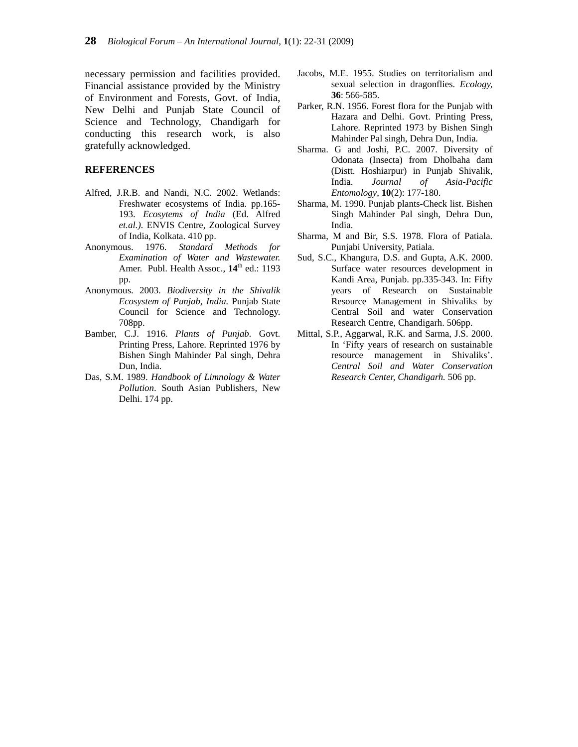necessary permission and facilities provided. Financial assistance provided by the Ministry of Environment and Forests, Govt. of India, New Delhi and Punjab State Council of Science and Technology, Chandigarh for conducting this research work, is also gratefully acknowledged.

## REFERENCES

Alfred, J.R.B. and Nandi, N.C. 2002. Wetlands: Freshwater ecosystems of India. pp.165-193. *Ecosytems of India* (Ed. Alfred *et.al.).* ENVIS Centre, Zoological Survey of India, Kolkata. 410 pp.

Anonymous. 1976. *Standard Methods for Examination of Water and Wastewater.* Amer. Publ. Health Assoc., **14**th ed.: 1193 pp.

Anonymous. 2003. *Biodiversity in the Shivalik Ecosystem of Punjab, India.* Punjab State Council for Science and Technology. 708pp.

Bamber, C.J. 1916. *Plants of Punjab.* Govt. Printing Press, Lahore. Reprinted 1976 by Bishen Singh Mahinder Pal singh, Dehra Dun, India.

Das, S.M. 1989. *Handbook of Limnology & Water Pollution*. South Asian Publishers, New Delhi. 174 pp.

Jacobs, M.E. 1955. Studies on territorialism and sexual selection in dragonflies. *Ecology,* **36**: 566-585.

Parker, R.N. 1956. Forest flora for the Punjab with Hazara and Delhi. Govt. Printing Press, Lahore. Reprinted 1973 by Bishen Singh Mahinder Pal singh, Dehra Dun, India.

Sharma. G and Joshi, P.C. 2007. Diversity of Odonata (Insecta) from Dholbaha dam (Distt. Hoshiarpur) in Punjab Shivalik, India. *Journal of Asia-Pacific Entomology*, **10**(2): 177-180.

Sharma, M. 1990. Punjab plants-Check list. Bishen Singh Mahinder Pal singh, Dehra Dun, India.

Sharma, M and Bir, S.S. 1978. Flora of Patiala. Punjabi University, Patiala.

Sud, S.C., Khangura, D.S. and Gupta, A.K. 2000. Surface water resources development in Kandi Area, Punjab. pp.335-343. In: Fifty years of Research on Sustainable Resource Management in Shivaliks by Central Soil and water Conservation Research Centre, Chandigarh. 506pp.

Mittal, S.P., Aggarwal, R.K. and Sarma, J.S. 2000. In 'Fifty years of research on sustainable resource management in Shivaliks'. *Central Soil and Water Conservation Research Center, Chandigarh.* 506 pp.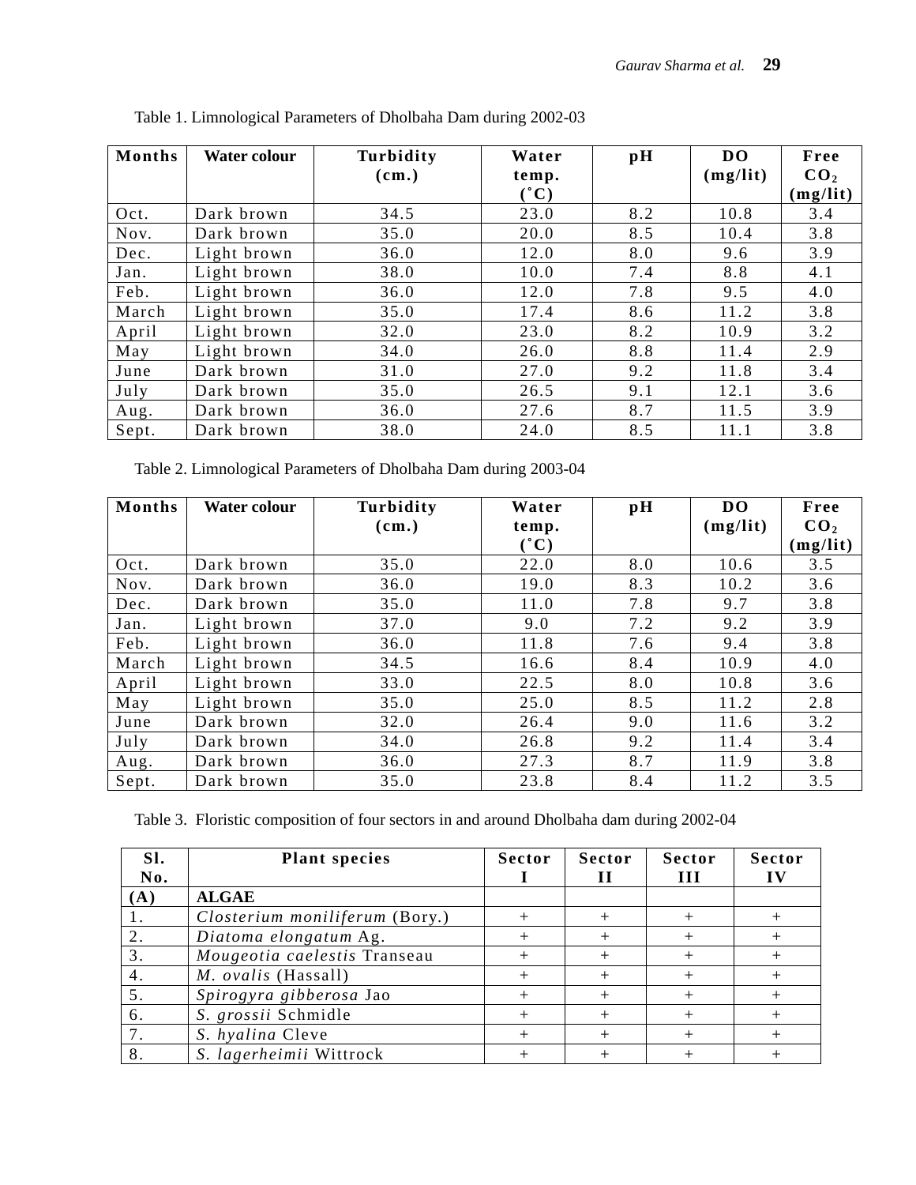Table 1. Limnological Parameters of Dholbaha Dam during 2002-03

| Months | Water colour | Turbidity (cm.) | Water temp. (˚C) | pH | DO (mg/lit) | Free $CO_2$ (mg/lit) |
|---|---|---|---|---|---|---|
| Oct. | Dark brown | 34.5 | 23.0 | 8.2 | 10.8 | 3.4 |
| Nov. | Dark brown | 35.0 | 20.0 | 8.5 | 10.4 | 3.8 |
| Dec. | Light brown | 36.0 | 12.0 | 8.0 | 9.6 | 3.9 |
| Jan. | Light brown | 38.0 | 10.0 | 7.4 | 8.8 | 4.1 |
| Feb. | Light brown | 36.0 | 12.0 | 7.8 | 9.5 | 4.0 |
| March | Light brown | 35.0 | 17.4 | 8.6 | 11.2 | 3.8 |
| April | Light brown | 32.0 | 23.0 | 8.2 | 10.9 | 3.2 |
| May | Light brown | 34.0 | 26.0 | 8.8 | 11.4 | 2.9 |
| June | Dark brown | 31.0 | 27.0 | 9.2 | 11.8 | 3.4 |
| July | Dark brown | 35.0 | 26.5 | 9.1 | 12.1 | 3.6 |
| Aug. | Dark brown | 36.0 | 27.6 | 8.7 | 11.5 | 3.9 |
| Sept. | Dark brown | 38.0 | 24.0 | 8.5 | 11.1 | 3.8 |

Table 2. Limnological Parameters of Dholbaha Dam during 2003-04

| Months | Water colour | Turbidity (cm.) | Water temp. (˚C) | pH | DO (mg/lit) | Free $CO_2$ (mg/lit) |
|---|---|---|---|---|---|---|
| Oct. | Dark brown | 35.0 | 22.0 | 8.0 | 10.6 | 3.5 |
| Nov. | Dark brown | 36.0 | 19.0 | 8.3 | 10.2 | 3.6 |
| Dec. | Dark brown | 35.0 | 11.0 | 7.8 | 9.7 | 3.8 |
| Jan. | Light brown | 37.0 | 9.0 | 7.2 | 9.2 | 3.9 |
| Feb. | Light brown | 36.0 | 11.8 | 7.6 | 9.4 | 3.8 |
| March | Light brown | 34.5 | 16.6 | 8.4 | 10.9 | 4.0 |
| April | Light brown | 33.0 | 22.5 | 8.0 | 10.8 | 3.6 |
| May | Light brown | 35.0 | 25.0 | 8.5 | 11.2 | 2.8 |
| June | Dark brown | 32.0 | 26.4 | 9.0 | 11.6 | 3.2 |
| July | Dark brown | 34.0 | 26.8 | 9.2 | 11.4 | 3.4 |
| Aug. | Dark brown | 36.0 | 27.3 | 8.7 | 11.9 | 3.8 |
| Sept. | Dark brown | 35.0 | 23.8 | 8.4 | 11.2 | 3.5 |

Table 3. Floristic composition of four sectors in and around Dholbaha dam during 2002-04

| Sl. No. | Plant species | Sector I | Sector II | Sector III | Sector IV |
|---|---|---|---|---|---|
| **(A)** | **ALGAE** | | | | |
| 1. | *Closterium moniliferum* (Bory.) | + | + | + | + |
| 2. | *Diatoma elongatum* Ag. | + | + | + | + |
| 3. | *Mougeotia caelestis* Transeau | + | + | + | + |
| 4. | *M. ovalis* (Hassall) | + | + | + | + |
| 5. | *Spirogyra gibberosa* Jao | + | + | + | + |
| 6. | *S. grossii* Schmidle | + | + | + | + |
| 7. | *S. hyalina* Cleve | + | + | + | + |
| 8. | *S. lagerheimii* Wittrock | + | + | + | + |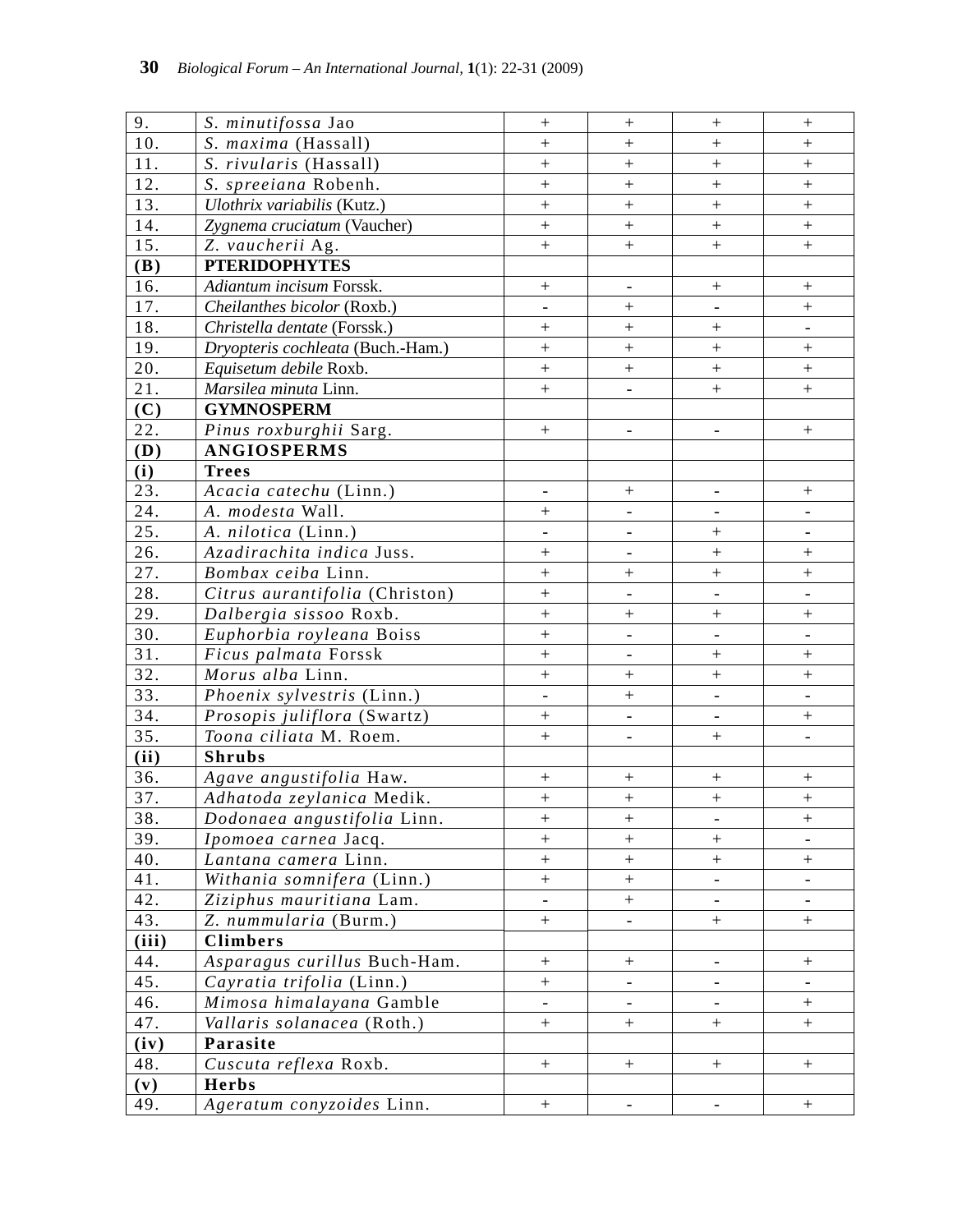| | | | | | |
|---|---|---|---|---|---|
| 9. | *S. minutifossa* Jao | + | + | + | + |
| 10. | *S. maxima* (Hassall) | + | + | + | + |
| 11. | *S. rivularis* (Hassall) | + | + | + | + |
| 12. | *S. spreeiana* Robenh. | + | + | + | + |
| 13. | *Ulothrix variabilis* (Kutz.) | + | + | + | + |
| 14. | *Zygnema cruciatum* (Vaucher) | + | + | + | + |
| 15. | *Z. vaucherii* Ag. | + | + | + | + |
| **(B)** | **PTERIDOPHYTES** | | | | |
| 16. | *Adiantum incisum* Forssk. | + | - | + | + |
| 17. | *Cheilanthes bicolor* (Roxb.) | - | + | - | + |
| 18. | *Christella dentate* (Forssk.) | + | + | + | - |
| 19. | *Dryopteris cochleata* (Buch.-Ham.) | + | + | + | + |
| 20. | *Equisetum debile* Roxb. | + | + | + | + |
| 21. | *Marsilea minuta* Linn. | + | - | + | + |
| **(C)** | **GYMNOSPERM** | | | | |
| 22. | *Pinus roxburghii* Sarg. | + | - | - | + |
| **(D)** | **ANGIOSPERMS** | | | | |
| **(i)** | **Trees** | | | | |
| 23. | *Acacia catechu* (Linn.) | - | + | - | + |
| 24. | *A. modesta* Wall. | + | - | - | - |
| 25. | *A. nilotica* (Linn.) | - | - | + | - |
| 26. | *Azadirachita indica* Juss. | + | - | + | + |
| 27. | *Bombax ceiba* Linn. | + | + | + | + |
| 28. | *Citrus aurantifolia* (Christon) | + | - | - | - |
| 29. | *Dalbergia sissoo* Roxb. | + | + | + | + |
| 30. | *Euphorbia royleana* Boiss | + | - | - | - |
| 31. | *Ficus palmata* Forssk | + | - | + | + |
| 32. | *Morus alba* Linn. | + | + | + | + |
| 33. | *Phoenix sylvestris* (Linn.) | - | + | - | - |
| 34. | *Prosopis juliflora* (Swartz) | + | - | - | + |
| 35. | *Toona ciliata* M. Roem. | + | - | + | - |
| **(ii)** | **Shrubs** | | | | |
| 36. | *Agave angustifolia* Haw. | + | + | + | + |
| 37. | *Adhatoda zeylanica* Medik. | + | + | + | + |
| 38. | *Dodonaea angustifolia* Linn. | + | + | - | + |
| 39. | *Ipomoea carnea* Jacq. | + | + | + | - |
| 40. | *Lantana camera* Linn. | + | + | + | + |
| 41. | *Withania somnifera* (Linn.) | + | + | - | - |
| 42. | *Ziziphus mauritiana* Lam. | - | + | - | - |
| 43. | *Z. nummularia* (Burm.) | + | - | + | + |
| **(iii)** | **Climbers** | | | | |
| 44. | *Asparagus curillus* Buch-Ham. | + | + | - | + |
| 45. | *Cayratia trifolia* (Linn.) | + | - | - | - |
| 46. | *Mimosa himalayana* Gamble | - | - | - | + |
| 47. | *Vallaris solanacea* (Roth.) | + | + | + | + |
| **(iv)** | **Parasite** | | | | |
| 48. | *Cuscuta reflexa* Roxb. | + | + | + | + |
| **(v)** | **Herbs** | | | | |
| 49. | *Ageratum conyzoides* Linn. | + | - | - | + |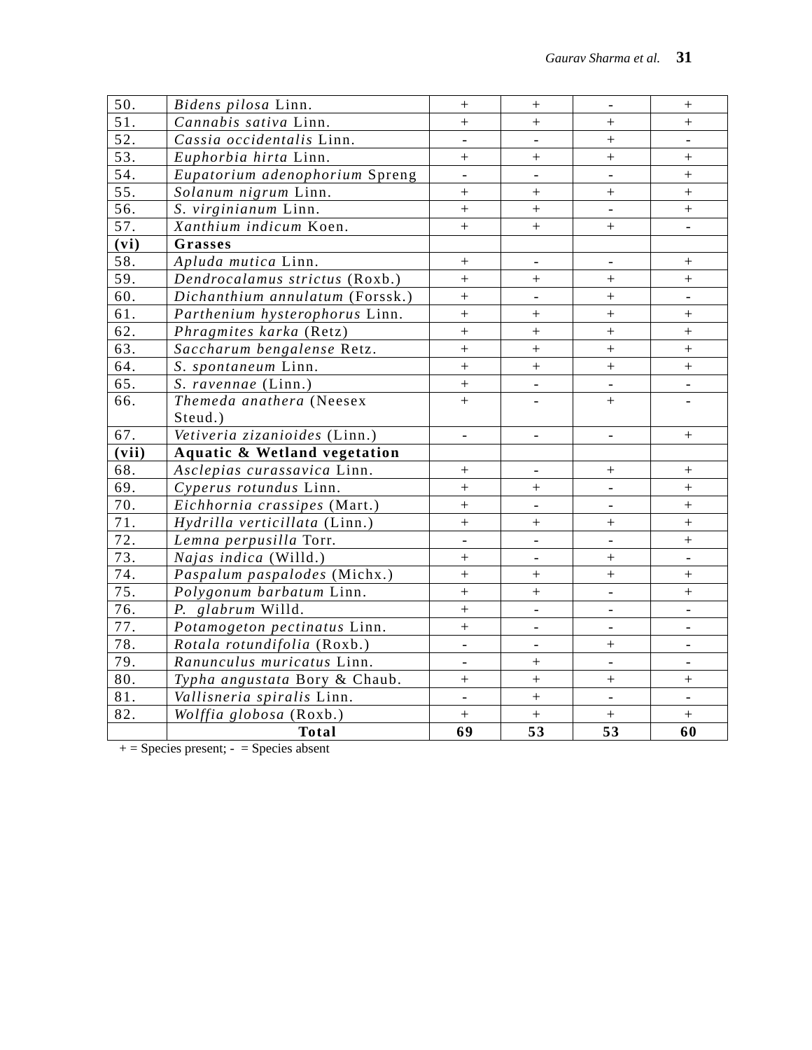| | | | | | |
|---|---|---|---|---|---|
| 50. | *Bidens pilosa* Linn. | + | + | - | + |
| 51. | *Cannabis sativa* Linn. | + | + | + | + |
| 52. | *Cassia occidentalis* Linn. | - | - | + | - |
| 53. | *Euphorbia hirta* Linn. | + | + | + | + |
| 54. | *Eupatorium adenophorium* Spreng | - | - | - | + |
| 55. | *Solanum nigrum* Linn. | + | + | + | + |
| 56. | *S. virginianum* Linn. | + | + | - | + |
| 57. | *Xanthium indicum* Koen. | + | + | + | - |
| **(vi)** | **Grasses** | | | | |
| 58. | *Apluda mutica* Linn. | + | - | - | + |
| 59. | *Dendrocalamus strictus* (Roxb.) | + | + | + | + |
| 60. | *Dichanthium annulatum* (Forssk.) | + | - | + | - |
| 61. | *Parthenium hysterophorus* Linn. | + | + | + | + |
| 62. | *Phragmites karka* (Retz) | + | + | + | + |
| 63. | *Saccharum bengalense* Retz. | + | + | + | + |
| 64. | *S. spontaneum* Linn. | + | + | + | + |
| 65. | *S. ravennae* (Linn.) | + | - | - | - |
| 66. | *Themeda anathera* (Neesex Steud.) | + | - | + | - |
| 67. | *Vetiveria zizanioides* (Linn.) | - | - | - | + |
| **(vii)** | **Aquatic & Wetland vegetation** | | | | |
| 68. | *Asclepias curassavica* Linn. | + | - | + | + |
| 69. | *Cyperus rotundus* Linn. | + | + | - | + |
| 70. | *Eichhornia crassipes* (Mart.) | + | - | - | + |
| 71. | *Hydrilla verticillata* (Linn.) | + | + | + | + |
| 72. | *Lemna perpusilla* Torr. | - | - | - | + |
| 73. | *Najas indica* (Willd.) | + | - | + | - |
| 74. | *Paspalum paspalodes* (Michx.) | + | + | + | + |
| 75. | *Polygonum barbatum* Linn. | + | + | - | + |
| 76. | *P. glabrum* Willd. | + | - | - | - |
| 77. | *Potamogeton pectinatus* Linn. | + | - | - | - |
| 78. | *Rotala rotundifolia* (Roxb.) | - | - | + | - |
| 79. | *Ranunculus muricatus* Linn. | - | + | - | - |
| 80. | *Typha angustata* Bory & Chaub. | + | + | + | + |
| 81. | *Vallisneria spiralis* Linn. | - | + | - | - |
| 82. | *Wolffia globosa* (Roxb.) | + | + | + | + |
| | **Total** | **69** | **53** | **53** | **60** |

+ = Species present; - = Species absent